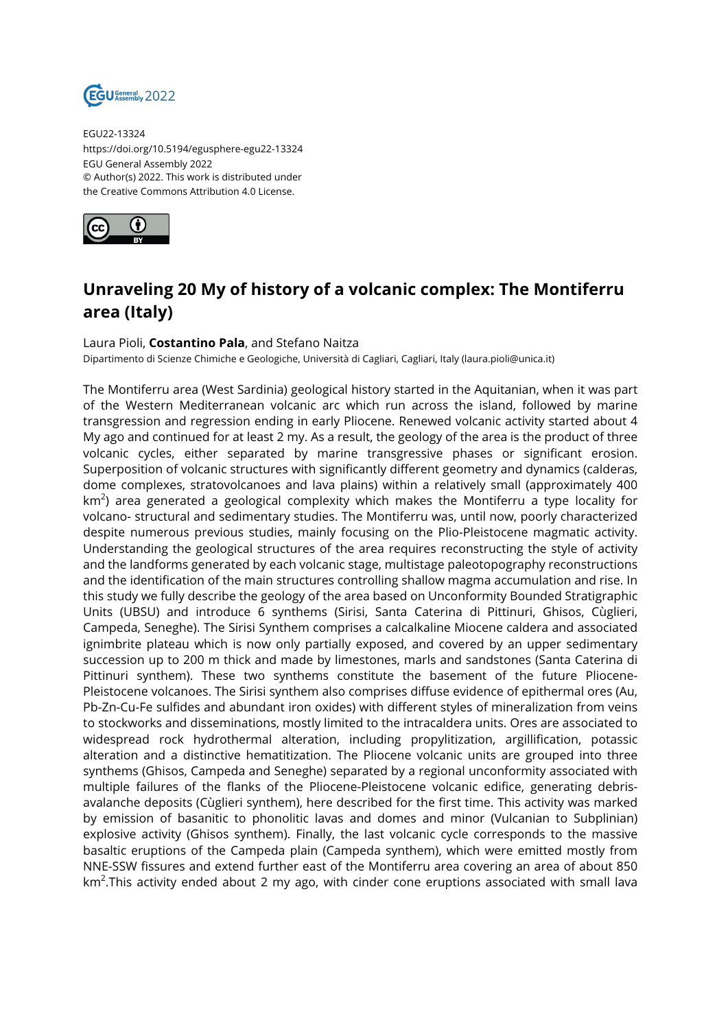EGU22-13324
https://doi.org/10.5194/egusphere-egu22-13324
EGU General Assembly 2022
© Author(s) 2022. This work is distributed under the Creative Commons Attribution 4.0 License.

# Unraveling 20 My of history of a volcanic complex: The Montiferru area (Italy)

Laura Pioli, **Costantino Pala**, and Stefano Naitza

Dipartimento di Scienze Chimiche e Geologiche, Università di Cagliari, Cagliari, Italy (laura.pioli@unica.it)

The Montiferru area (West Sardinia) geological history started in the Aquitanian, when it was part of the Western Mediterranean volcanic arc which run across the island, followed by marine transgression and regression ending in early Pliocene. Renewed volcanic activity started about 4 My ago and continued for at least 2 my. As a result, the geology of the area is the product of three volcanic cycles, either separated by marine transgressive phases or significant erosion. Superposition of volcanic structures with significantly different geometry and dynamics (calderas, dome complexes, stratovolcanoes and lava plains) within a relatively small (approximately 400 km$^2$) area generated a geological complexity which makes the Montiferru a type locality for volcano- structural and sedimentary studies. The Montiferru was, until now, poorly characterized despite numerous previous studies, mainly focusing on the Plio-Pleistocene magmatic activity. Understanding the geological structures of the area requires reconstructing the style of activity and the landforms generated by each volcanic stage, multistage paleotopography reconstructions and the identification of the main structures controlling shallow magma accumulation and rise. In this study we fully describe the geology of the area based on Unconformity Bounded Stratigraphic Units (UBSU) and introduce 6 synthems (Sirisi, Santa Caterina di Pittinuri, Ghisos, Cùglieri, Campeda, Seneghe). The Sirisi Synthem comprises a calcalkaline Miocene caldera and associated ignimbrite plateau which is now only partially exposed, and covered by an upper sedimentary succession up to 200 m thick and made by limestones, marls and sandstones (Santa Caterina di Pittinuri synthem). These two synthems constitute the basement of the future Pliocene-Pleistocene volcanoes. The Sirisi synthem also comprises diffuse evidence of epithermal ores (Au, Pb-Zn-Cu-Fe sulfides and abundant iron oxides) with different styles of mineralization from veins to stockworks and disseminations, mostly limited to the intracaldera units. Ores are associated to widespread rock hydrothermal alteration, including propylitization, argillification, potassic alteration and a distinctive hematitization. The Pliocene volcanic units are grouped into three synthems (Ghisos, Campeda and Seneghe) separated by a regional unconformity associated with multiple failures of the flanks of the Pliocene-Pleistocene volcanic edifice, generating debris-avalanche deposits (Cùglieri synthem), here described for the first time. This activity was marked by emission of basanitic to phonolitic lavas and domes and minor (Vulcanian to Subplinian) explosive activity (Ghisos synthem). Finally, the last volcanic cycle corresponds to the massive basaltic eruptions of the Campeda plain (Campeda synthem), which were emitted mostly from NNE-SSW fissures and extend further east of the Montiferru area covering an area of about 850 km$^2$.This activity ended about 2 my ago, with cinder cone eruptions associated with small lava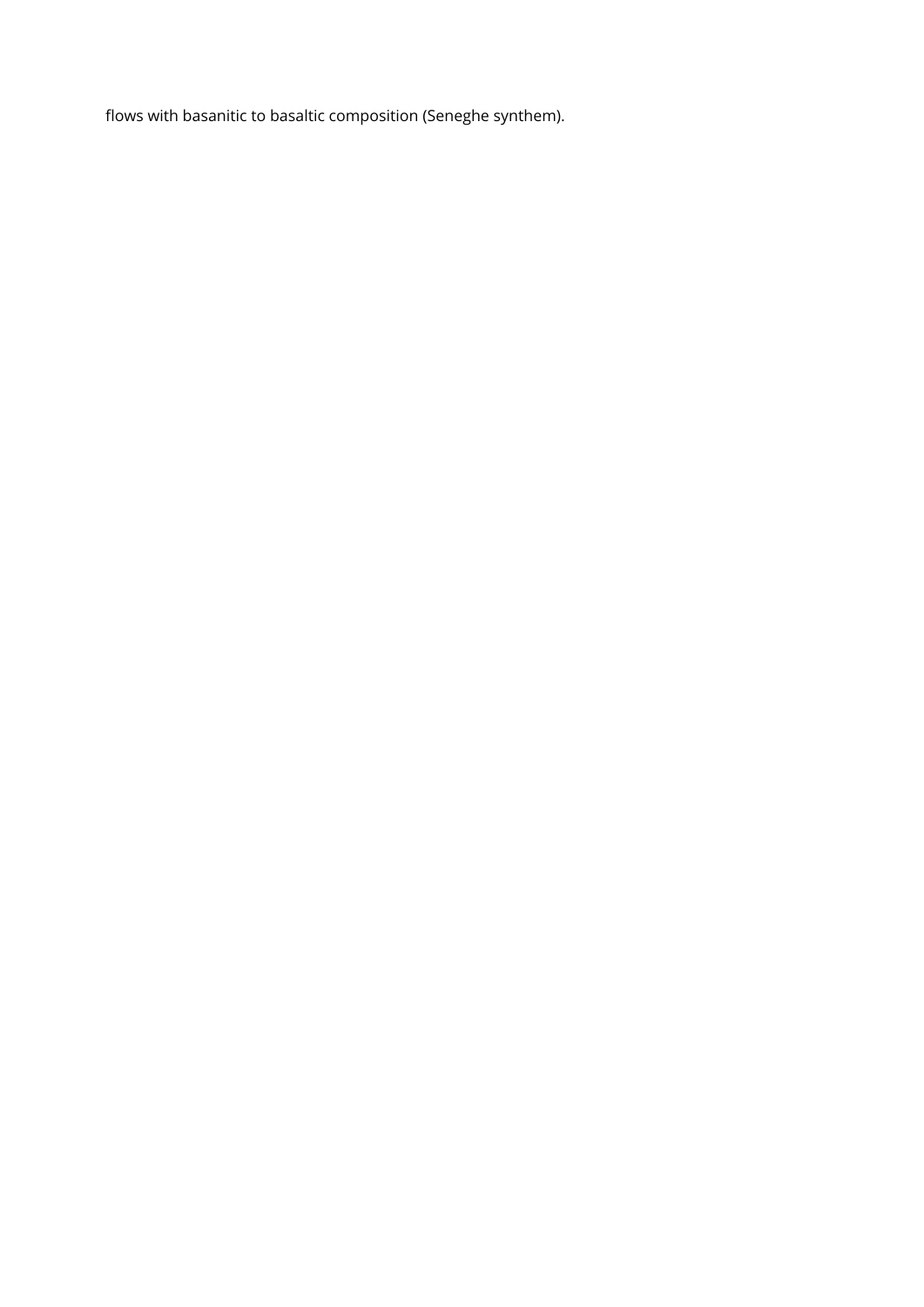flows with basanitic to basaltic composition (Seneghe synthem).